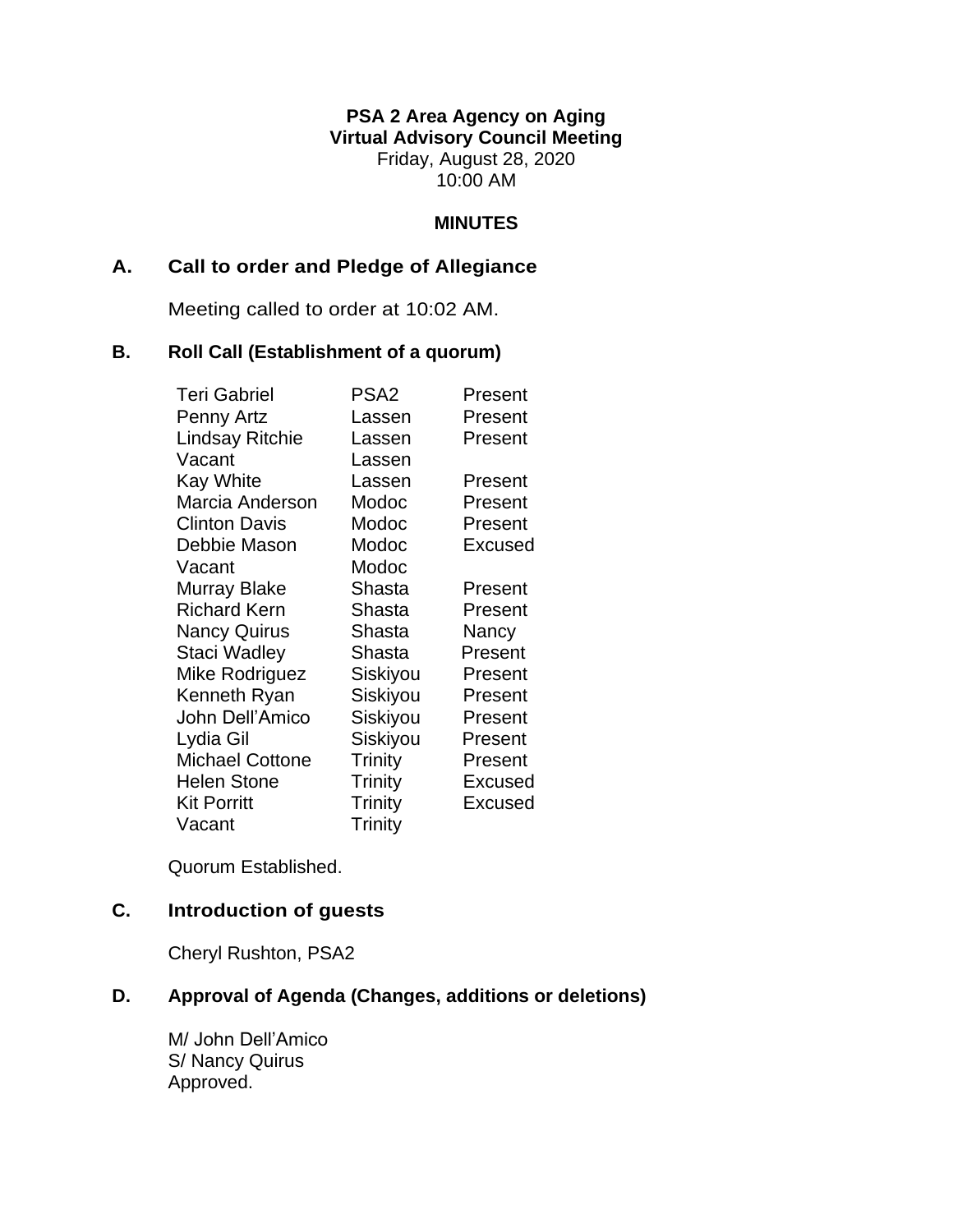**PSA 2 Area Agency on Aging**
**Virtual Advisory Council Meeting**
Friday, August 28, 2020
10:00 AM

**MINUTES**

## A. Call to order and Pledge of Allegiance

Meeting called to order at 10:02 AM.

## B. Roll Call (Establishment of a quorum)

| | | |
|---|---|---|
| Teri Gabriel | PSA2 | Present |
| Penny Artz | Lassen | Present |
| Lindsay Ritchie | Lassen | Present |
| Vacant | Lassen | |
| Kay White | Lassen | Present |
| Marcia Anderson | Modoc | Present |
| Clinton Davis | Modoc | Present |
| Debbie Mason | Modoc | Excused |
| Vacant | Modoc | |
| Murray Blake | Shasta | Present |
| Richard Kern | Shasta | Present |
| Nancy Quirus | Shasta | Nancy |
| Staci Wadley | Shasta | Present |
| Mike Rodriguez | Siskiyou | Present |
| Kenneth Ryan | Siskiyou | Present |
| John Dell'Amico | Siskiyou | Present |
| Lydia Gil | Siskiyou | Present |
| Michael Cottone | Trinity | Present |
| Helen Stone | Trinity | Excused |
| Kit Porritt | Trinity | Excused |
| Vacant | Trinity | |

Quorum Established.

## C. Introduction of guests

Cheryl Rushton, PSA2

## D. Approval of Agenda (Changes, additions or deletions)

M/ John Dell'Amico
S/ Nancy Quirus
Approved.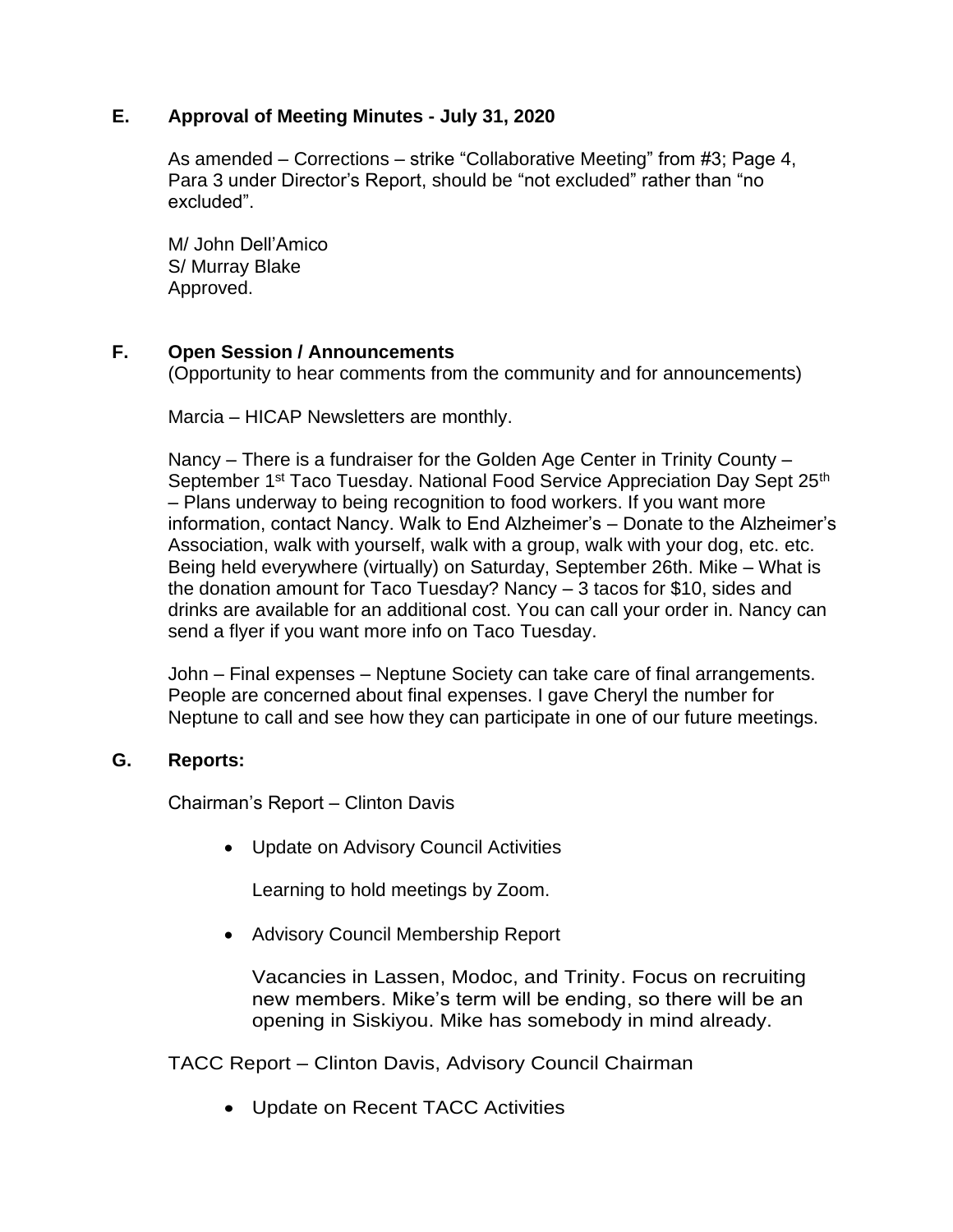## E. Approval of Meeting Minutes - July 31, 2020

As amended – Corrections – strike "Collaborative Meeting" from #3; Page 4, Para 3 under Director's Report, should be "not excluded" rather than "no excluded".

M/ John Dell'Amico
S/ Murray Blake
Approved.

## F. Open Session / Announcements

(Opportunity to hear comments from the community and for announcements)

Marcia – HICAP Newsletters are monthly.

Nancy – There is a fundraiser for the Golden Age Center in Trinity County – September 1st Taco Tuesday. National Food Service Appreciation Day Sept 25th – Plans underway to being recognition to food workers. If you want more information, contact Nancy. Walk to End Alzheimer's – Donate to the Alzheimer's Association, walk with yourself, walk with a group, walk with your dog, etc. etc. Being held everywhere (virtually) on Saturday, September 26th. Mike – What is the donation amount for Taco Tuesday? Nancy – 3 tacos for $10, sides and drinks are available for an additional cost. You can call your order in. Nancy can send a flyer if you want more info on Taco Tuesday.

John – Final expenses – Neptune Society can take care of final arrangements. People are concerned about final expenses. I gave Cheryl the number for Neptune to call and see how they can participate in one of our future meetings.

## G. Reports:

Chairman's Report – Clinton Davis

- Update on Advisory Council Activities

  Learning to hold meetings by Zoom.

- Advisory Council Membership Report

  Vacancies in Lassen, Modoc, and Trinity. Focus on recruiting new members. Mike's term will be ending, so there will be an opening in Siskiyou. Mike has somebody in mind already.

TACC Report – Clinton Davis, Advisory Council Chairman

- Update on Recent TACC Activities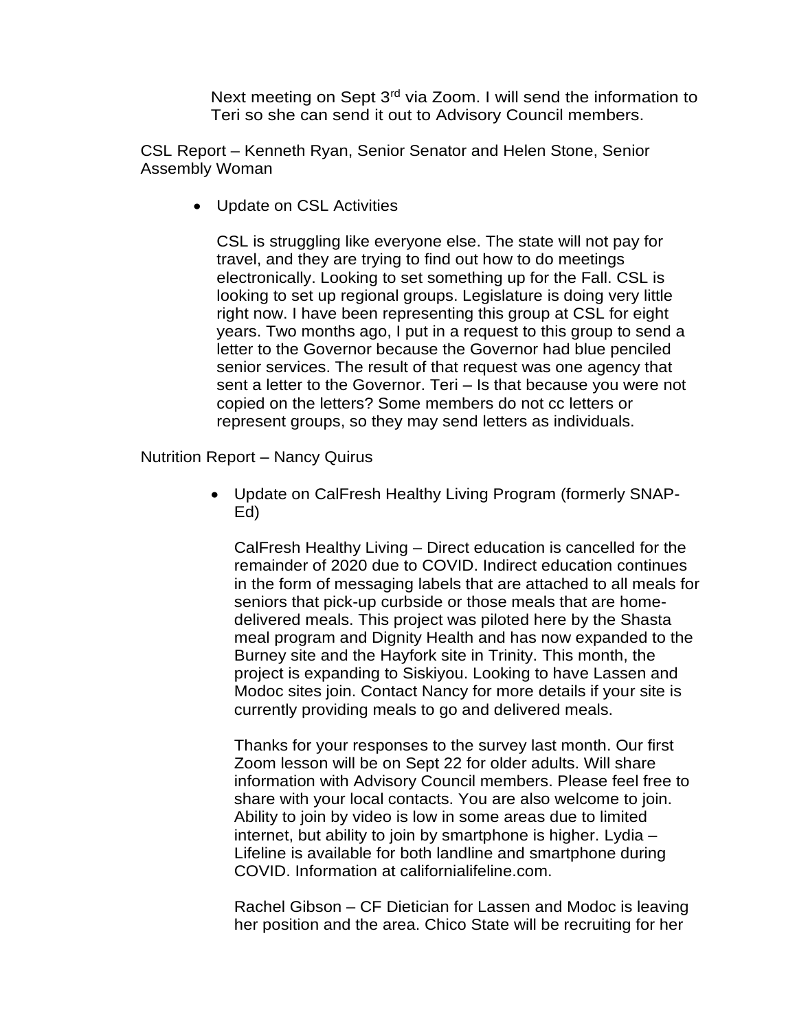Next meeting on Sept 3rd via Zoom. I will send the information to Teri so she can send it out to Advisory Council members.

CSL Report – Kenneth Ryan, Senior Senator and Helen Stone, Senior Assembly Woman

- Update on CSL Activities

  CSL is struggling like everyone else. The state will not pay for travel, and they are trying to find out how to do meetings electronically. Looking to set something up for the Fall. CSL is looking to set up regional groups. Legislature is doing very little right now. I have been representing this group at CSL for eight years. Two months ago, I put in a request to this group to send a letter to the Governor because the Governor had blue penciled senior services. The result of that request was one agency that sent a letter to the Governor. Teri – Is that because you were not copied on the letters? Some members do not cc letters or represent groups, so they may send letters as individuals.

Nutrition Report – Nancy Quirus

- Update on CalFresh Healthy Living Program (formerly SNAP-Ed)

  CalFresh Healthy Living – Direct education is cancelled for the remainder of 2020 due to COVID. Indirect education continues in the form of messaging labels that are attached to all meals for seniors that pick-up curbside or those meals that are home-delivered meals. This project was piloted here by the Shasta meal program and Dignity Health and has now expanded to the Burney site and the Hayfork site in Trinity. This month, the project is expanding to Siskiyou. Looking to have Lassen and Modoc sites join. Contact Nancy for more details if your site is currently providing meals to go and delivered meals.

  Thanks for your responses to the survey last month. Our first Zoom lesson will be on Sept 22 for older adults. Will share information with Advisory Council members. Please feel free to share with your local contacts. You are also welcome to join. Ability to join by video is low in some areas due to limited internet, but ability to join by smartphone is higher. Lydia – Lifeline is available for both landline and smartphone during COVID. Information at californialifeline.com.

  Rachel Gibson – CF Dietician for Lassen and Modoc is leaving her position and the area. Chico State will be recruiting for her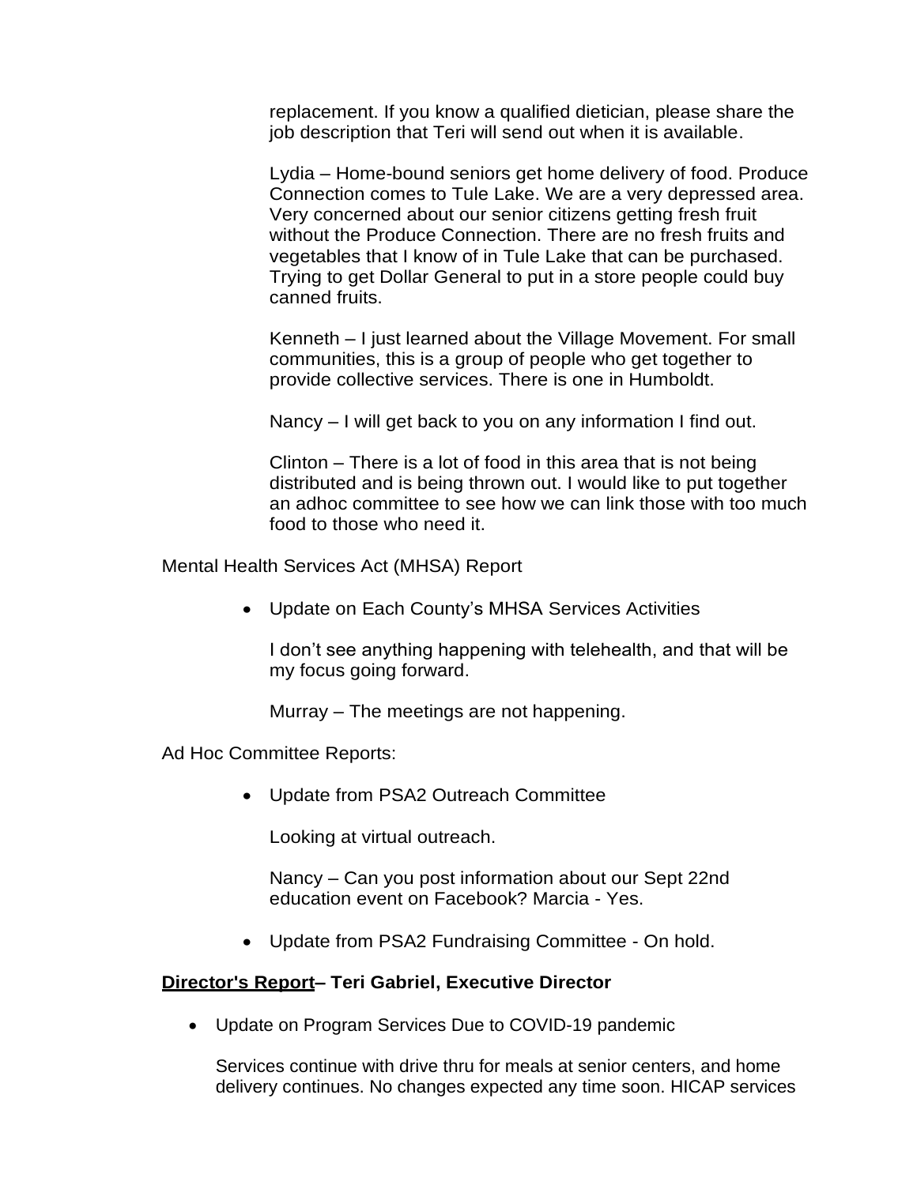replacement. If you know a qualified dietician, please share the job description that Teri will send out when it is available.

Lydia – Home-bound seniors get home delivery of food. Produce Connection comes to Tule Lake. We are a very depressed area. Very concerned about our senior citizens getting fresh fruit without the Produce Connection. There are no fresh fruits and vegetables that I know of in Tule Lake that can be purchased. Trying to get Dollar General to put in a store people could buy canned fruits.

Kenneth – I just learned about the Village Movement. For small communities, this is a group of people who get together to provide collective services. There is one in Humboldt.

Nancy – I will get back to you on any information I find out.

Clinton – There is a lot of food in this area that is not being distributed and is being thrown out. I would like to put together an adhoc committee to see how we can link those with too much food to those who need it.

Mental Health Services Act (MHSA) Report

- Update on Each County's MHSA Services Activities

  I don't see anything happening with telehealth, and that will be my focus going forward.

  Murray – The meetings are not happening.

Ad Hoc Committee Reports:

- Update from PSA2 Outreach Committee

  Looking at virtual outreach.

  Nancy – Can you post information about our Sept 22nd education event on Facebook? Marcia - Yes.

- Update from PSA2 Fundraising Committee - On hold.

**Director's Report– Teri Gabriel, Executive Director**

- Update on Program Services Due to COVID-19 pandemic

  Services continue with drive thru for meals at senior centers, and home delivery continues. No changes expected any time soon. HICAP services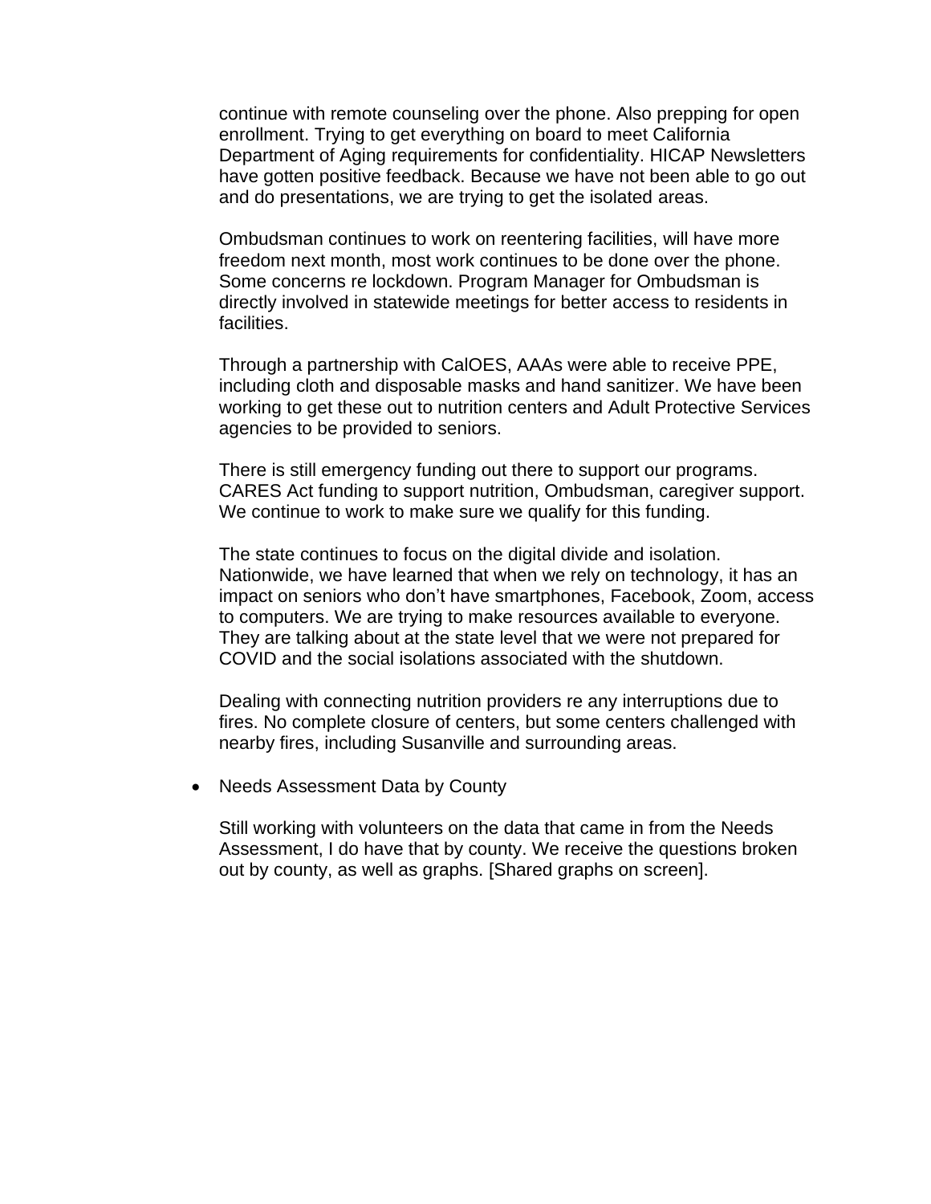continue with remote counseling over the phone. Also prepping for open enrollment. Trying to get everything on board to meet California Department of Aging requirements for confidentiality. HICAP Newsletters have gotten positive feedback. Because we have not been able to go out and do presentations, we are trying to get the isolated areas.

Ombudsman continues to work on reentering facilities, will have more freedom next month, most work continues to be done over the phone. Some concerns re lockdown. Program Manager for Ombudsman is directly involved in statewide meetings for better access to residents in facilities.

Through a partnership with CalOES, AAAs were able to receive PPE, including cloth and disposable masks and hand sanitizer. We have been working to get these out to nutrition centers and Adult Protective Services agencies to be provided to seniors.

There is still emergency funding out there to support our programs. CARES Act funding to support nutrition, Ombudsman, caregiver support. We continue to work to make sure we qualify for this funding.

The state continues to focus on the digital divide and isolation. Nationwide, we have learned that when we rely on technology, it has an impact on seniors who don't have smartphones, Facebook, Zoom, access to computers. We are trying to make resources available to everyone. They are talking about at the state level that we were not prepared for COVID and the social isolations associated with the shutdown.

Dealing with connecting nutrition providers re any interruptions due to fires. No complete closure of centers, but some centers challenged with nearby fires, including Susanville and surrounding areas.

- Needs Assessment Data by County

  Still working with volunteers on the data that came in from the Needs Assessment, I do have that by county. We receive the questions broken out by county, as well as graphs. [Shared graphs on screen].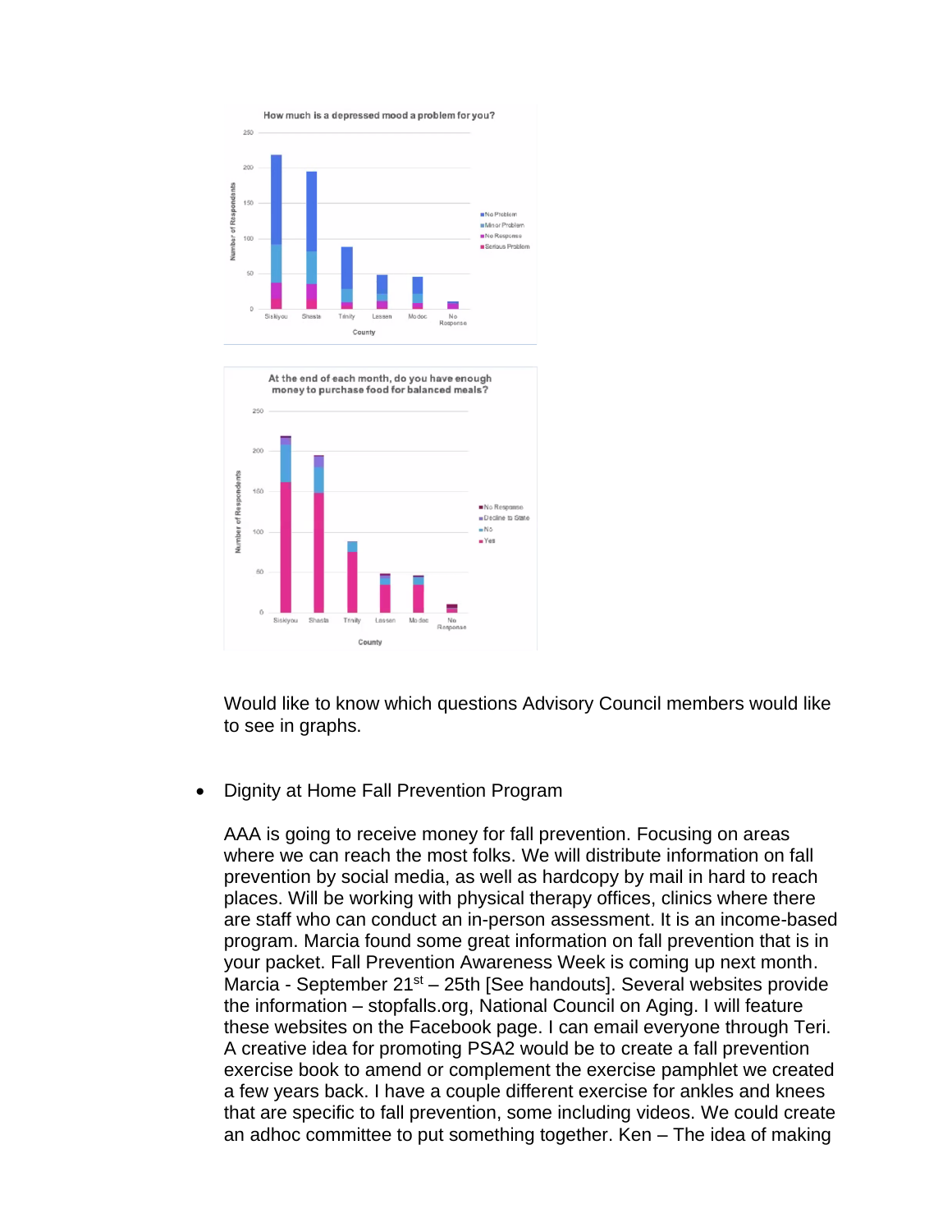How much is a depressed mood a problem for you?

At the end of each month, do you have enough money to purchase food for balanced meals?

Would like to know which questions Advisory Council members would like to see in graphs.

- Dignity at Home Fall Prevention Program

  AAA is going to receive money for fall prevention. Focusing on areas where we can reach the most folks. We will distribute information on fall prevention by social media, as well as hardcopy by mail in hard to reach places. Will be working with physical therapy offices, clinics where there are staff who can conduct an in-person assessment. It is an income-based program. Marcia found some great information on fall prevention that is in your packet. Fall Prevention Awareness Week is coming up next month. Marcia - September 21st – 25th [See handouts]. Several websites provide the information – stopfalls.org, National Council on Aging. I will feature these websites on the Facebook page. I can email everyone through Teri. A creative idea for promoting PSA2 would be to create a fall prevention exercise book to amend or complement the exercise pamphlet we created a few years back. I have a couple different exercise for ankles and knees that are specific to fall prevention, some including videos. We could create an adhoc committee to put something together. Ken – The idea of making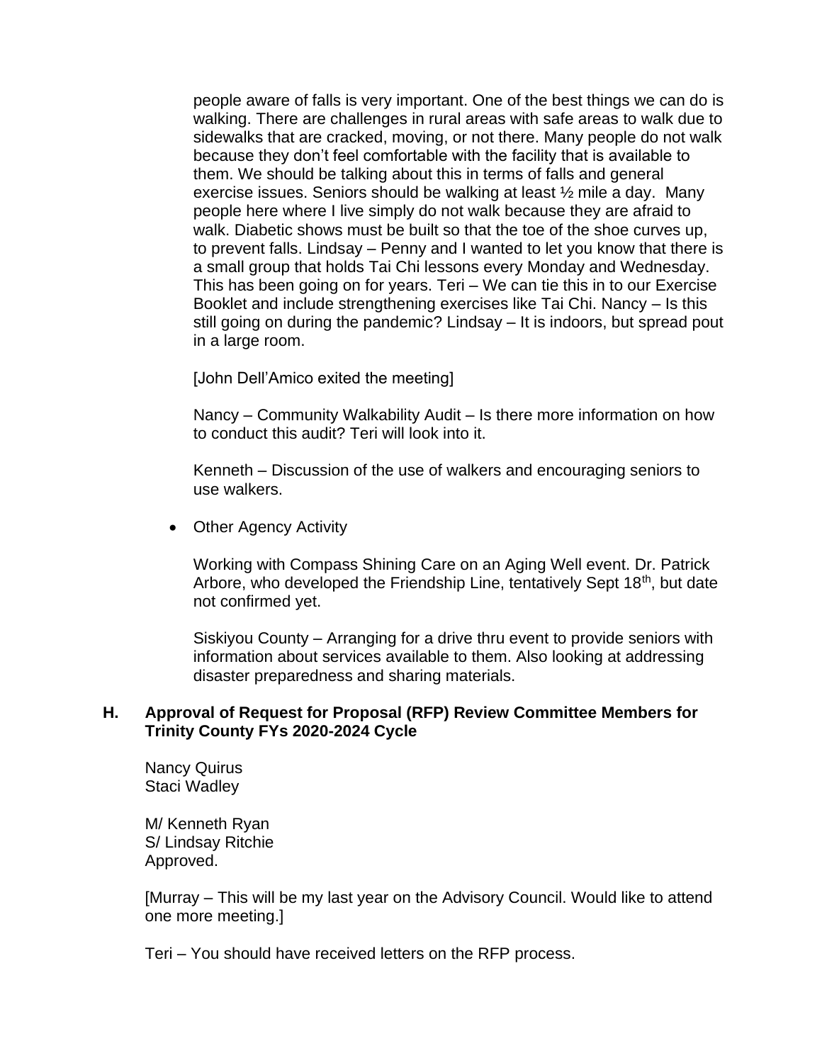people aware of falls is very important. One of the best things we can do is walking. There are challenges in rural areas with safe areas to walk due to sidewalks that are cracked, moving, or not there. Many people do not walk because they don't feel comfortable with the facility that is available to them. We should be talking about this in terms of falls and general exercise issues. Seniors should be walking at least ½ mile a day. Many people here where I live simply do not walk because they are afraid to walk. Diabetic shows must be built so that the toe of the shoe curves up, to prevent falls. Lindsay – Penny and I wanted to let you know that there is a small group that holds Tai Chi lessons every Monday and Wednesday. This has been going on for years. Teri – We can tie this in to our Exercise Booklet and include strengthening exercises like Tai Chi. Nancy – Is this still going on during the pandemic? Lindsay – It is indoors, but spread pout in a large room.

[John Dell'Amico exited the meeting]

Nancy – Community Walkability Audit – Is there more information on how to conduct this audit? Teri will look into it.

Kenneth – Discussion of the use of walkers and encouraging seniors to use walkers.

- Other Agency Activity

  Working with Compass Shining Care on an Aging Well event. Dr. Patrick Arbore, who developed the Friendship Line, tentatively Sept 18th, but date not confirmed yet.

  Siskiyou County – Arranging for a drive thru event to provide seniors with information about services available to them. Also looking at addressing disaster preparedness and sharing materials.

## H. Approval of Request for Proposal (RFP) Review Committee Members for Trinity County FYs 2020-2024 Cycle

Nancy Quirus
Staci Wadley

M/ Kenneth Ryan
S/ Lindsay Ritchie
Approved.

[Murray – This will be my last year on the Advisory Council. Would like to attend one more meeting.]

Teri – You should have received letters on the RFP process.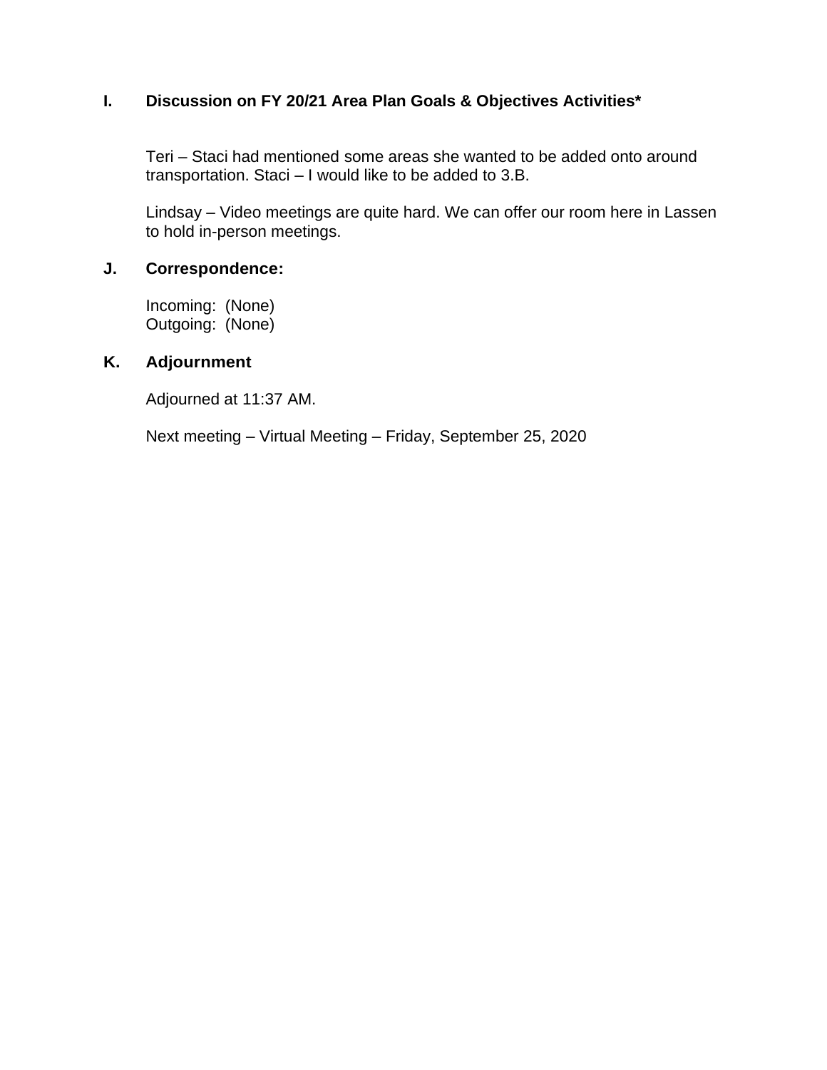**I. Discussion on FY 20/21 Area Plan Goals & Objectives Activities***

Teri – Staci had mentioned some areas she wanted to be added onto around transportation. Staci – I would like to be added to 3.B.

Lindsay – Video meetings are quite hard. We can offer our room here in Lassen to hold in-person meetings.

**J. Correspondence:**

Incoming: (None)
Outgoing: (None)

**K. Adjournment**

Adjourned at 11:37 AM.

Next meeting – Virtual Meeting – Friday, September 25, 2020